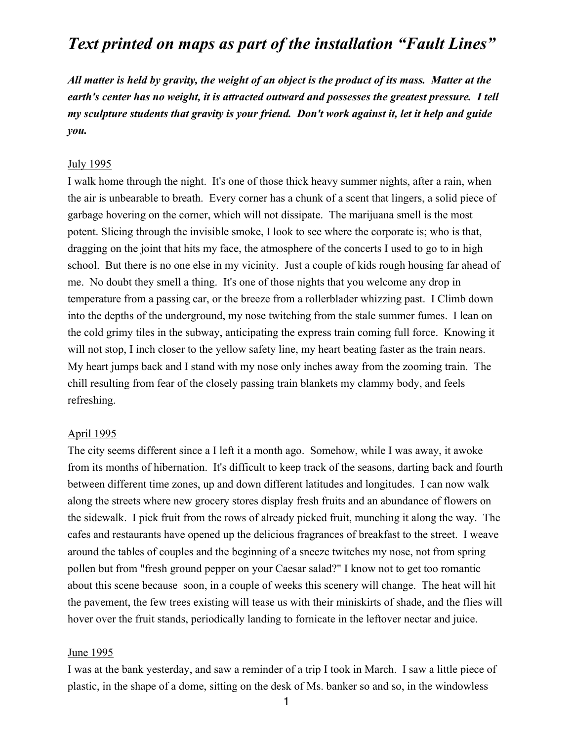# *Text printed on maps as part of the installation "Fault Lines"*

***All matter is held by gravity, the weight of an object is the product of its mass. Matter at the earth's center has no weight, it is attracted outward and possesses the greatest pressure. I tell my sculpture students that gravity is your friend. Don't work against it, let it help and guide you.***

July 1995

I walk home through the night. It's one of those thick heavy summer nights, after a rain, when the air is unbearable to breath. Every corner has a chunk of a scent that lingers, a solid piece of garbage hovering on the corner, which will not dissipate. The marijuana smell is the most potent. Slicing through the invisible smoke, I look to see where the corporate is; who is that, dragging on the joint that hits my face, the atmosphere of the concerts I used to go to in high school. But there is no one else in my vicinity. Just a couple of kids rough housing far ahead of me. No doubt they smell a thing. It's one of those nights that you welcome any drop in temperature from a passing car, or the breeze from a rollerblader whizzing past. I Climb down into the depths of the underground, my nose twitching from the stale summer fumes. I lean on the cold grimy tiles in the subway, anticipating the express train coming full force. Knowing it will not stop, I inch closer to the yellow safety line, my heart beating faster as the train nears. My heart jumps back and I stand with my nose only inches away from the zooming train. The chill resulting from fear of the closely passing train blankets my clammy body, and feels refreshing.

April 1995

The city seems different since a I left it a month ago. Somehow, while I was away, it awoke from its months of hibernation. It's difficult to keep track of the seasons, darting back and fourth between different time zones, up and down different latitudes and longitudes. I can now walk along the streets where new grocery stores display fresh fruits and an abundance of flowers on the sidewalk. I pick fruit from the rows of already picked fruit, munching it along the way. The cafes and restaurants have opened up the delicious fragrances of breakfast to the street. I weave around the tables of couples and the beginning of a sneeze twitches my nose, not from spring pollen but from "fresh ground pepper on your Caesar salad?" I know not to get too romantic about this scene because soon, in a couple of weeks this scenery will change. The heat will hit the pavement, the few trees existing will tease us with their miniskirts of shade, and the flies will hover over the fruit stands, periodically landing to fornicate in the leftover nectar and juice.

June 1995

I was at the bank yesterday, and saw a reminder of a trip I took in March. I saw a little piece of plastic, in the shape of a dome, sitting on the desk of Ms. banker so and so, in the windowless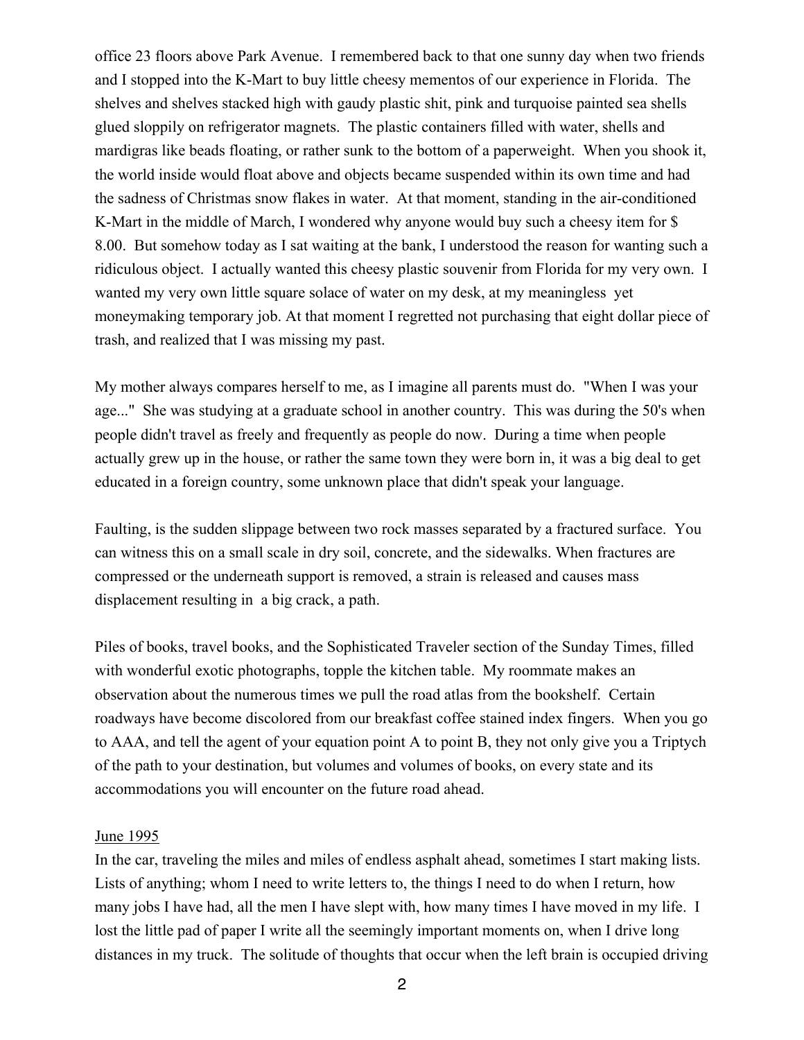office 23 floors above Park Avenue. I remembered back to that one sunny day when two friends and I stopped into the K-Mart to buy little cheesy mementos of our experience in Florida. The shelves and shelves stacked high with gaudy plastic shit, pink and turquoise painted sea shells glued sloppily on refrigerator magnets. The plastic containers filled with water, shells and mardigras like beads floating, or rather sunk to the bottom of a paperweight. When you shook it, the world inside would float above and objects became suspended within its own time and had the sadness of Christmas snow flakes in water. At that moment, standing in the air-conditioned K-Mart in the middle of March, I wondered why anyone would buy such a cheesy item for $ 8.00. But somehow today as I sat waiting at the bank, I understood the reason for wanting such a ridiculous object. I actually wanted this cheesy plastic souvenir from Florida for my very own. I wanted my very own little square solace of water on my desk, at my meaningless yet moneymaking temporary job. At that moment I regretted not purchasing that eight dollar piece of trash, and realized that I was missing my past.

My mother always compares herself to me, as I imagine all parents must do. "When I was your age..." She was studying at a graduate school in another country. This was during the 50's when people didn't travel as freely and frequently as people do now. During a time when people actually grew up in the house, or rather the same town they were born in, it was a big deal to get educated in a foreign country, some unknown place that didn't speak your language.

Faulting, is the sudden slippage between two rock masses separated by a fractured surface. You can witness this on a small scale in dry soil, concrete, and the sidewalks. When fractures are compressed or the underneath support is removed, a strain is released and causes mass displacement resulting in a big crack, a path.

Piles of books, travel books, and the Sophisticated Traveler section of the Sunday Times, filled with wonderful exotic photographs, topple the kitchen table. My roommate makes an observation about the numerous times we pull the road atlas from the bookshelf. Certain roadways have become discolored from our breakfast coffee stained index fingers. When you go to AAA, and tell the agent of your equation point A to point B, they not only give you a Triptych of the path to your destination, but volumes and volumes of books, on every state and its accommodations you will encounter on the future road ahead.

<u>June 1995</u>

In the car, traveling the miles and miles of endless asphalt ahead, sometimes I start making lists. Lists of anything; whom I need to write letters to, the things I need to do when I return, how many jobs I have had, all the men I have slept with, how many times I have moved in my life. I lost the little pad of paper I write all the seemingly important moments on, when I drive long distances in my truck. The solitude of thoughts that occur when the left brain is occupied driving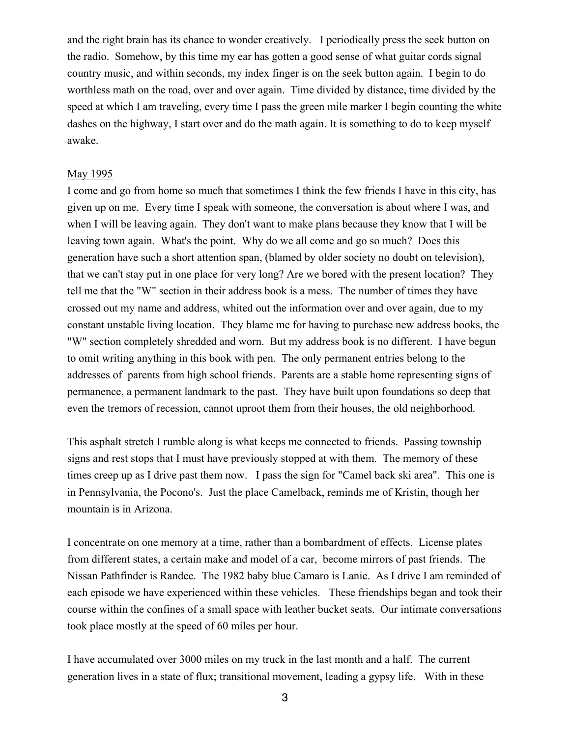and the right brain has its chance to wonder creatively. I periodically press the seek button on the radio. Somehow, by this time my ear has gotten a good sense of what guitar cords signal country music, and within seconds, my index finger is on the seek button again. I begin to do worthless math on the road, over and over again. Time divided by distance, time divided by the speed at which I am traveling, every time I pass the green mile marker I begin counting the white dashes on the highway, I start over and do the math again. It is something to do to keep myself awake.

<u>May 1995</u>

I come and go from home so much that sometimes I think the few friends I have in this city, has given up on me. Every time I speak with someone, the conversation is about where I was, and when I will be leaving again. They don't want to make plans because they know that I will be leaving town again. What's the point. Why do we all come and go so much? Does this generation have such a short attention span, (blamed by older society no doubt on television), that we can't stay put in one place for very long? Are we bored with the present location? They tell me that the "W" section in their address book is a mess. The number of times they have crossed out my name and address, whited out the information over and over again, due to my constant unstable living location. They blame me for having to purchase new address books, the "W" section completely shredded and worn. But my address book is no different. I have begun to omit writing anything in this book with pen. The only permanent entries belong to the addresses of parents from high school friends. Parents are a stable home representing signs of permanence, a permanent landmark to the past. They have built upon foundations so deep that even the tremors of recession, cannot uproot them from their houses, the old neighborhood.

This asphalt stretch I rumble along is what keeps me connected to friends. Passing township signs and rest stops that I must have previously stopped at with them. The memory of these times creep up as I drive past them now. I pass the sign for "Camel back ski area". This one is in Pennsylvania, the Pocono's. Just the place Camelback, reminds me of Kristin, though her mountain is in Arizona.

I concentrate on one memory at a time, rather than a bombardment of effects. License plates from different states, a certain make and model of a car, become mirrors of past friends. The Nissan Pathfinder is Randee. The 1982 baby blue Camaro is Lanie. As I drive I am reminded of each episode we have experienced within these vehicles. These friendships began and took their course within the confines of a small space with leather bucket seats. Our intimate conversations took place mostly at the speed of 60 miles per hour.

I have accumulated over 3000 miles on my truck in the last month and a half. The current generation lives in a state of flux; transitional movement, leading a gypsy life. With in these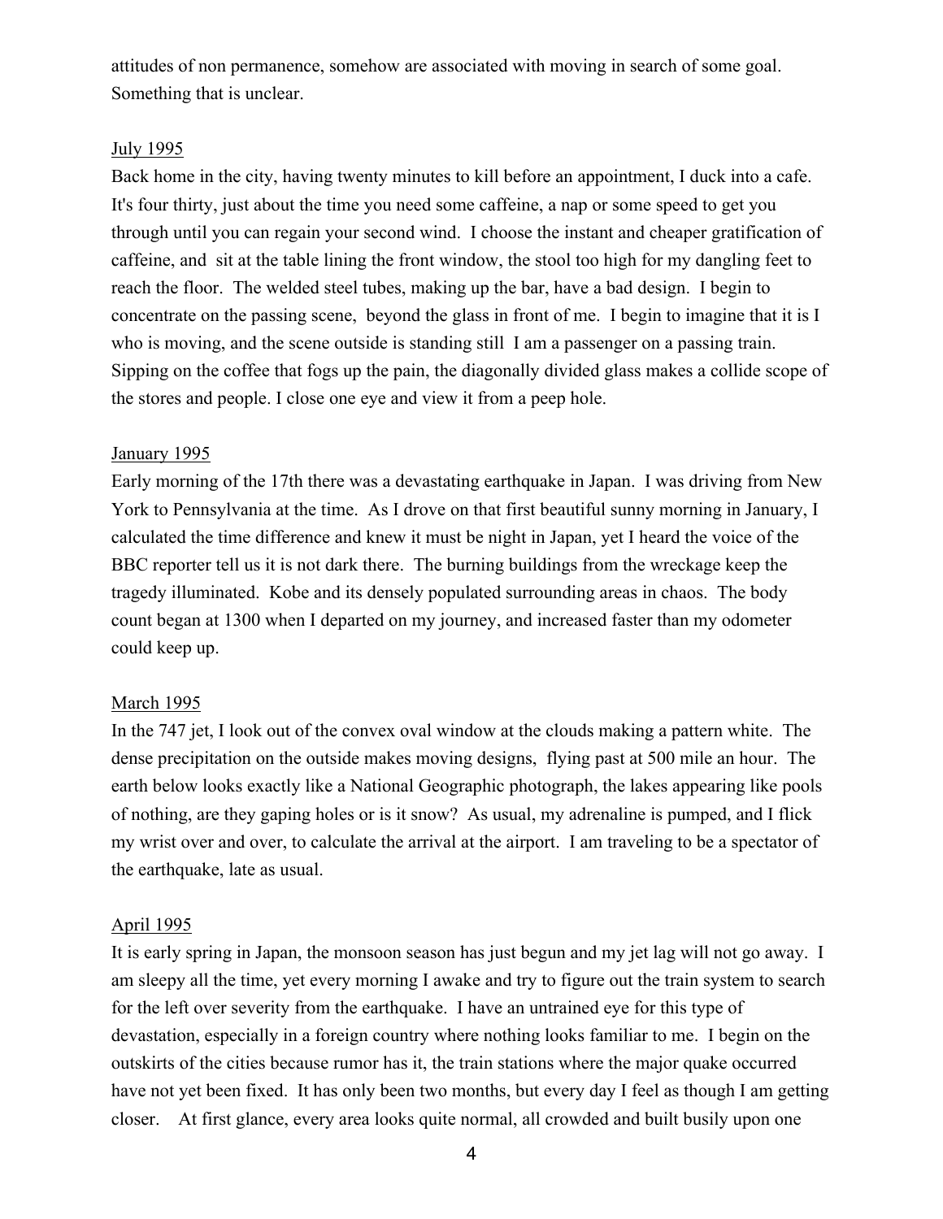attitudes of non permanence, somehow are associated with moving in search of some goal. Something that is unclear.

<u>July 1995</u>

Back home in the city, having twenty minutes to kill before an appointment, I duck into a cafe. It's four thirty, just about the time you need some caffeine, a nap or some speed to get you through until you can regain your second wind. I choose the instant and cheaper gratification of caffeine, and sit at the table lining the front window, the stool too high for my dangling feet to reach the floor. The welded steel tubes, making up the bar, have a bad design. I begin to concentrate on the passing scene, beyond the glass in front of me. I begin to imagine that it is I who is moving, and the scene outside is standing still I am a passenger on a passing train. Sipping on the coffee that fogs up the pain, the diagonally divided glass makes a collide scope of the stores and people. I close one eye and view it from a peep hole.

<u>January 1995</u>

Early morning of the 17th there was a devastating earthquake in Japan. I was driving from New York to Pennsylvania at the time. As I drove on that first beautiful sunny morning in January, I calculated the time difference and knew it must be night in Japan, yet I heard the voice of the BBC reporter tell us it is not dark there. The burning buildings from the wreckage keep the tragedy illuminated. Kobe and its densely populated surrounding areas in chaos. The body count began at 1300 when I departed on my journey, and increased faster than my odometer could keep up.

<u>March 1995</u>

In the 747 jet, I look out of the convex oval window at the clouds making a pattern white. The dense precipitation on the outside makes moving designs, flying past at 500 mile an hour. The earth below looks exactly like a National Geographic photograph, the lakes appearing like pools of nothing, are they gaping holes or is it snow? As usual, my adrenaline is pumped, and I flick my wrist over and over, to calculate the arrival at the airport. I am traveling to be a spectator of the earthquake, late as usual.

<u>April 1995</u>

It is early spring in Japan, the monsoon season has just begun and my jet lag will not go away. I am sleepy all the time, yet every morning I awake and try to figure out the train system to search for the left over severity from the earthquake. I have an untrained eye for this type of devastation, especially in a foreign country where nothing looks familiar to me. I begin on the outskirts of the cities because rumor has it, the train stations where the major quake occurred have not yet been fixed. It has only been two months, but every day I feel as though I am getting closer. At first glance, every area looks quite normal, all crowded and built busily upon one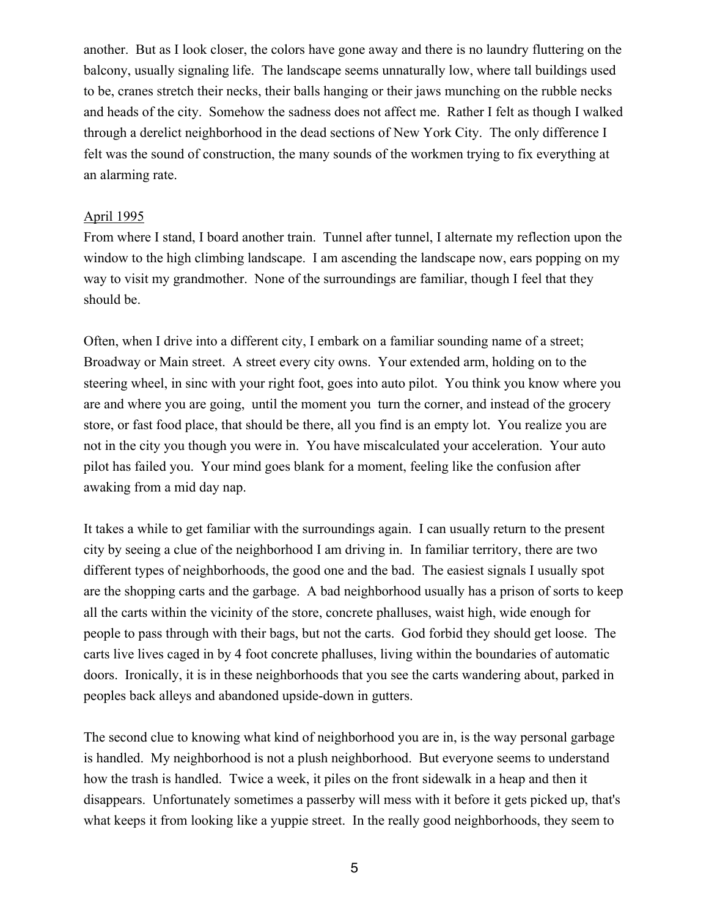another. But as I look closer, the colors have gone away and there is no laundry fluttering on the balcony, usually signaling life. The landscape seems unnaturally low, where tall buildings used to be, cranes stretch their necks, their balls hanging or their jaws munching on the rubble necks and heads of the city. Somehow the sadness does not affect me. Rather I felt as though I walked through a derelict neighborhood in the dead sections of New York City. The only difference I felt was the sound of construction, the many sounds of the workmen trying to fix everything at an alarming rate.

<u>April 1995</u>

From where I stand, I board another train. Tunnel after tunnel, I alternate my reflection upon the window to the high climbing landscape. I am ascending the landscape now, ears popping on my way to visit my grandmother. None of the surroundings are familiar, though I feel that they should be.

Often, when I drive into a different city, I embark on a familiar sounding name of a street; Broadway or Main street. A street every city owns. Your extended arm, holding on to the steering wheel, in sinc with your right foot, goes into auto pilot. You think you know where you are and where you are going, until the moment you turn the corner, and instead of the grocery store, or fast food place, that should be there, all you find is an empty lot. You realize you are not in the city you though you were in. You have miscalculated your acceleration. Your auto pilot has failed you. Your mind goes blank for a moment, feeling like the confusion after awaking from a mid day nap.

It takes a while to get familiar with the surroundings again. I can usually return to the present city by seeing a clue of the neighborhood I am driving in. In familiar territory, there are two different types of neighborhoods, the good one and the bad. The easiest signals I usually spot are the shopping carts and the garbage. A bad neighborhood usually has a prison of sorts to keep all the carts within the vicinity of the store, concrete phalluses, waist high, wide enough for people to pass through with their bags, but not the carts. God forbid they should get loose. The carts live lives caged in by 4 foot concrete phalluses, living within the boundaries of automatic doors. Ironically, it is in these neighborhoods that you see the carts wandering about, parked in peoples back alleys and abandoned upside-down in gutters.

The second clue to knowing what kind of neighborhood you are in, is the way personal garbage is handled. My neighborhood is not a plush neighborhood. But everyone seems to understand how the trash is handled. Twice a week, it piles on the front sidewalk in a heap and then it disappears. Unfortunately sometimes a passerby will mess with it before it gets picked up, that's what keeps it from looking like a yuppie street. In the really good neighborhoods, they seem to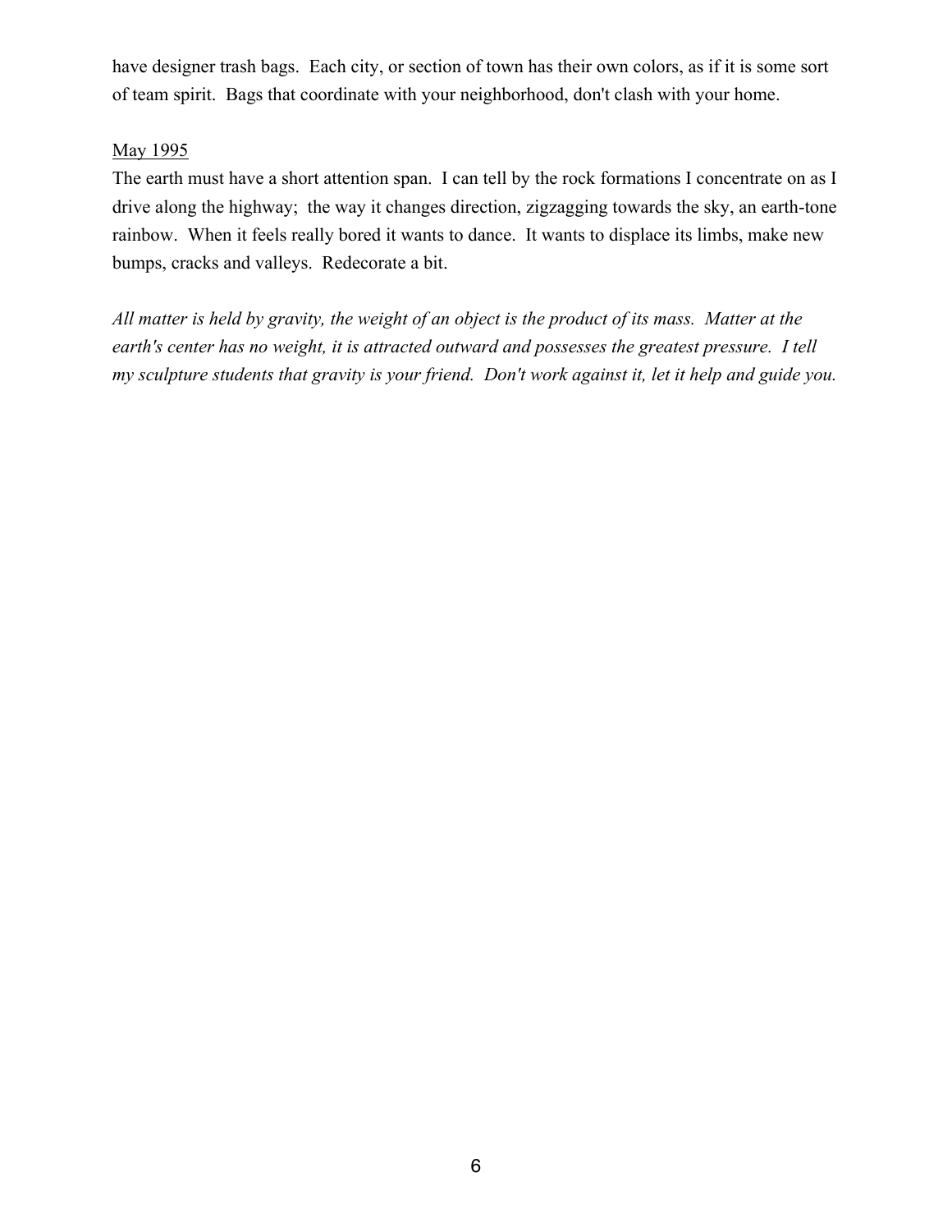have designer trash bags. Each city, or section of town has their own colors, as if it is some sort of team spirit. Bags that coordinate with your neighborhood, don't clash with your home.

<u>May 1995</u>

The earth must have a short attention span. I can tell by the rock formations I concentrate on as I drive along the highway; the way it changes direction, zigzagging towards the sky, an earth-tone rainbow. When it feels really bored it wants to dance. It wants to displace its limbs, make new bumps, cracks and valleys. Redecorate a bit.

*All matter is held by gravity, the weight of an object is the product of its mass. Matter at the earth's center has no weight, it is attracted outward and possesses the greatest pressure. I tell my sculpture students that gravity is your friend. Don't work against it, let it help and guide you.*